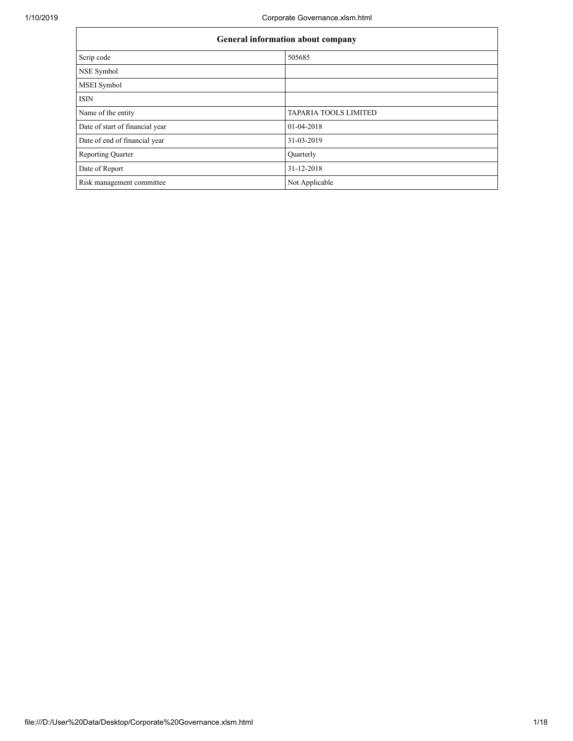| General information about company | |
|---|---|
| Scrip code | 505685 |
| NSE Symbol | |
| MSEI Symbol | |
| ISIN | |
| Name of the entity | TAPARIA TOOLS LIMITED |
| Date of start of financial year | 01-04-2018 |
| Date of end of financial year | 31-03-2019 |
| Reporting Quarter | Quarterly |
| Date of Report | 31-12-2018 |
| Risk management committee | Not Applicable |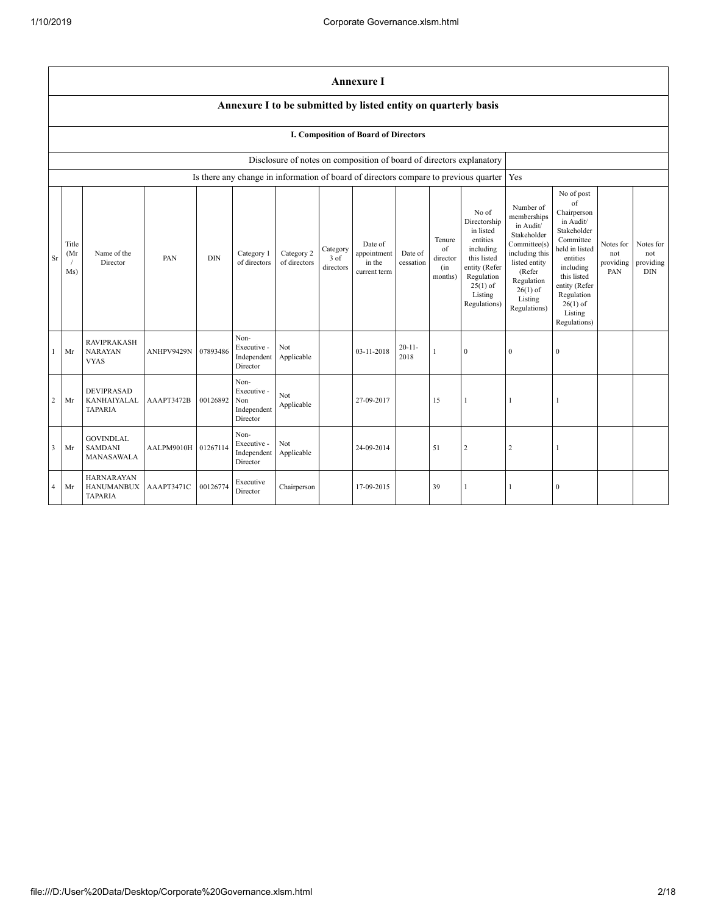# Annexure I

## Annexure I to be submitted by listed entity on quarterly basis

### I. Composition of Board of Directors

| Disclosure of notes on composition of board of directors explanatory | |
|---|---|
| Is there any change in information of board of directors compare to previous quarter | Yes |

| Sr | Title (Mr / Ms) | Name of the Director | PAN | DIN | Category 1 of directors | Category 2 of directors | Category 3 of directors | Date of appointment in the current term | Date of cessation | Tenure of director (in months) | No of Directorship in listed entities including this listed entity (Refer Regulation 25(1) of Listing Regulations) | Number of memberships in Audit/ Stakeholder Committee(s) including this listed entity (Refer Regulation 26(1) of Listing Regulations) | No of post of Chairperson in Audit/ Stakeholder Committee held in listed entities including this listed entity (Refer Regulation 26(1) of Listing Regulations) | Notes for not providing PAN | Notes for not providing DIN |
|---|---|---|---|---|---|---|---|---|---|---|---|---|---|---|---|
| 1 | Mr | RAVIPRAKASH NARAYAN VYAS | ANHPV9429N | 07893486 | Non-Executive - Independent Director | Not Applicable | | 03-11-2018 | 20-11-2018 | 1 | 0 | 0 | 0 | | |
| 2 | Mr | DEVIPRASAD KANHAIYALAL TAPARIA | AAAPT3472B | 00126892 | Non-Executive - Non Independent Director | Not Applicable | | 27-09-2017 | | 15 | 1 | 1 | 1 | | |
| 3 | Mr | GOVINDLAL SAMDANI MANASAWALA | AALPM9010H | 01267114 | Non-Executive - Independent Director | Not Applicable | | 24-09-2014 | | 51 | 2 | 2 | 1 | | |
| 4 | Mr | HARNARAYAN HANUMANBUX TAPARIA | AAAPT3471C | 00126774 | Executive Director | Chairperson | | 17-09-2015 | | 39 | 1 | 1 | 0 | | |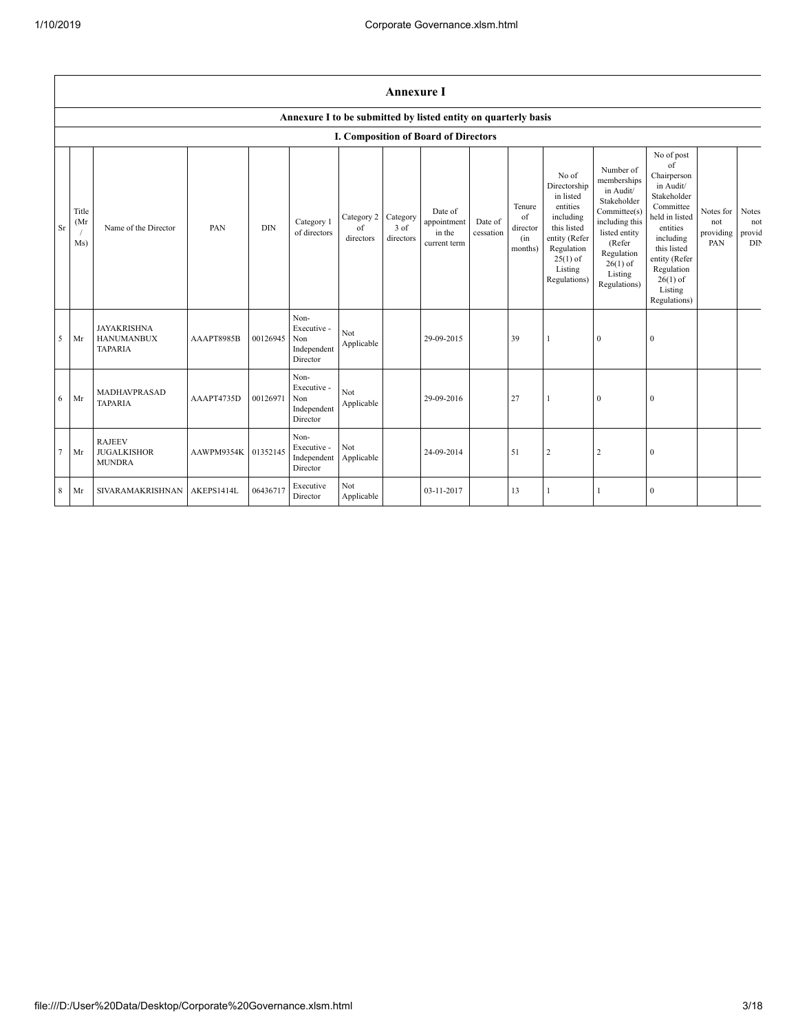## Annexure I

### Annexure I to be submitted by listed entity on quarterly basis

### I. Composition of Board of Directors

| Sr | Title (Mr / Ms) | Name of the Director | PAN | DIN | Category 1 of directors | Category 2 of directors | Category 3 of directors | Date of appointment in the current term | Date of cessation | Tenure of director (in months) | No of Directorship in listed entities including this listed entity (Refer Regulation 25(1) of Listing Regulations) | Number of memberships in Audit/ Stakeholder Committee(s) including this listed entity (Refer Regulation 26(1) of Listing Regulations) | No of post of Chairperson in Audit/ Stakeholder Committee held in listed entities including this listed entity (Refer Regulation 26(1) of Listing Regulations) | Notes for not providing PAN | Notes for not providing DIN |
|---|---|---|---|---|---|---|---|---|---|---|---|---|---|---|---|
| 5 | Mr | JAYAKRISHNA HANUMANBUX TAPARIA | AAAPT8985B | 00126945 | Non-Executive - Non Independent Director | Not Applicable | | 29-09-2015 | | 39 | 1 | 0 | 0 | | |
| 6 | Mr | MADHAVPRASAD TAPARIA | AAAPT4735D | 00126971 | Non-Executive - Non Independent Director | Not Applicable | | 29-09-2016 | | 27 | 1 | 0 | 0 | | |
| 7 | Mr | RAJEEV JUGALKISHOR MUNDRA | AAWPM9354K | 01352145 | Non-Executive - Independent Director | Not Applicable | | 24-09-2014 | | 51 | 2 | 2 | 0 | | |
| 8 | Mr | SIVARAMAKRISHNAN | AKEPS1414L | 06436717 | Executive Director | Not Applicable | | 03-11-2017 | | 13 | 1 | 1 | 0 | | |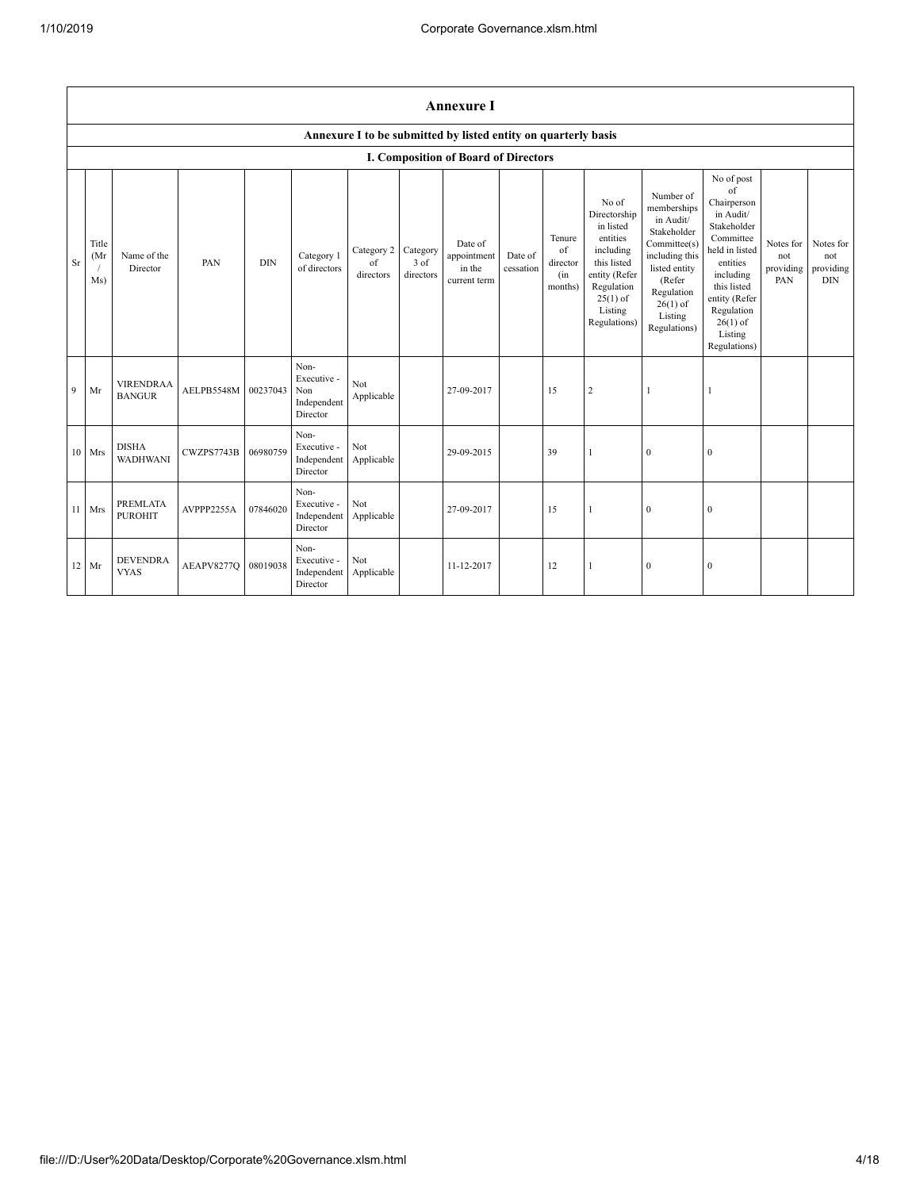## Annexure I

### Annexure I to be submitted by listed entity on quarterly basis

### I. Composition of Board of Directors

| Sr | Title (Mr / Ms) | Name of the Director | PAN | DIN | Category 1 of directors | Category 2 of directors | Category 3 of directors | Date of appointment in the current term | Date of cessation | Tenure of director (in months) | No of Directorship in listed entities including this listed entity (Refer Regulation 25(1) of Listing Regulations) | Number of memberships in Audit/ Stakeholder Committee(s) including this listed entity (Refer Regulation 26(1) of Listing Regulations) | No of post of Chairperson in Audit/ Stakeholder Committee held in listed entities including this listed entity (Refer Regulation 26(1) of Listing Regulations) | Notes for not providing PAN | Notes for not providing DIN |
|---|---|---|---|---|---|---|---|---|---|---|---|---|---|---|---|
| 9 | Mr | VIRENDRAA BANGUR | AELPB5548M | 00237043 | Non-Executive - Non Independent Director | Not Applicable | | 27-09-2017 | | 15 | 2 | 1 | 1 | | |
| 10 | Mrs | DISHA WADHWANI | CWZPS7743B | 06980759 | Non-Executive - Independent Director | Not Applicable | | 29-09-2015 | | 39 | 1 | 0 | 0 | | |
| 11 | Mrs | PREMLATA PUROHIT | AVPPP2255A | 07846020 | Non-Executive - Independent Director | Not Applicable | | 27-09-2017 | | 15 | 1 | 0 | 0 | | |
| 12 | Mr | DEVENDRA VYAS | AEAPV8277Q | 08019038 | Non-Executive - Independent Director | Not Applicable | | 11-12-2017 | | 12 | 1 | 0 | 0 | | |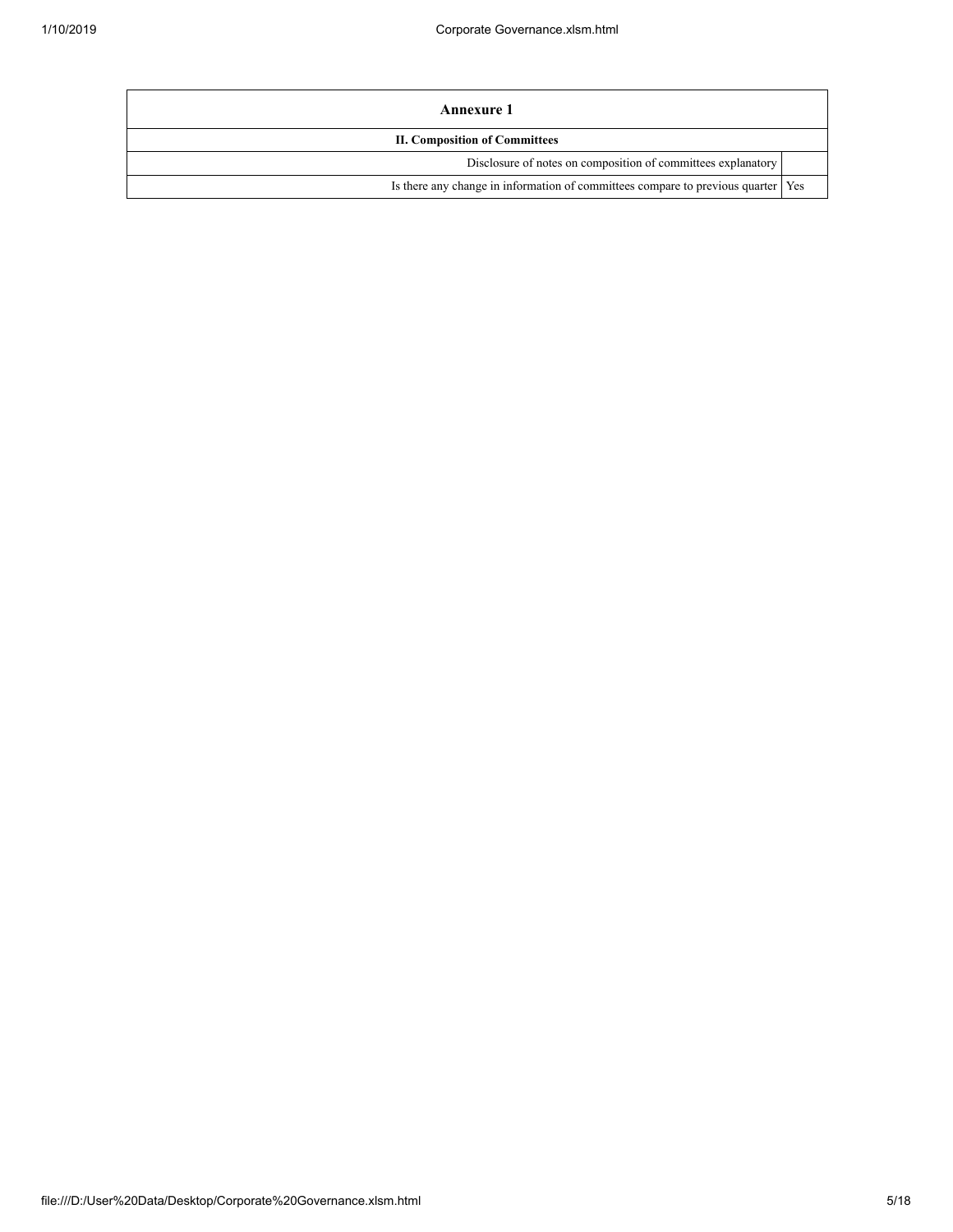| Annexure 1 | |
|---|---|
| **II. Composition of Committees** | |
| Disclosure of notes on composition of committees explanatory | |
| Is there any change in information of committees compare to previous quarter | Yes |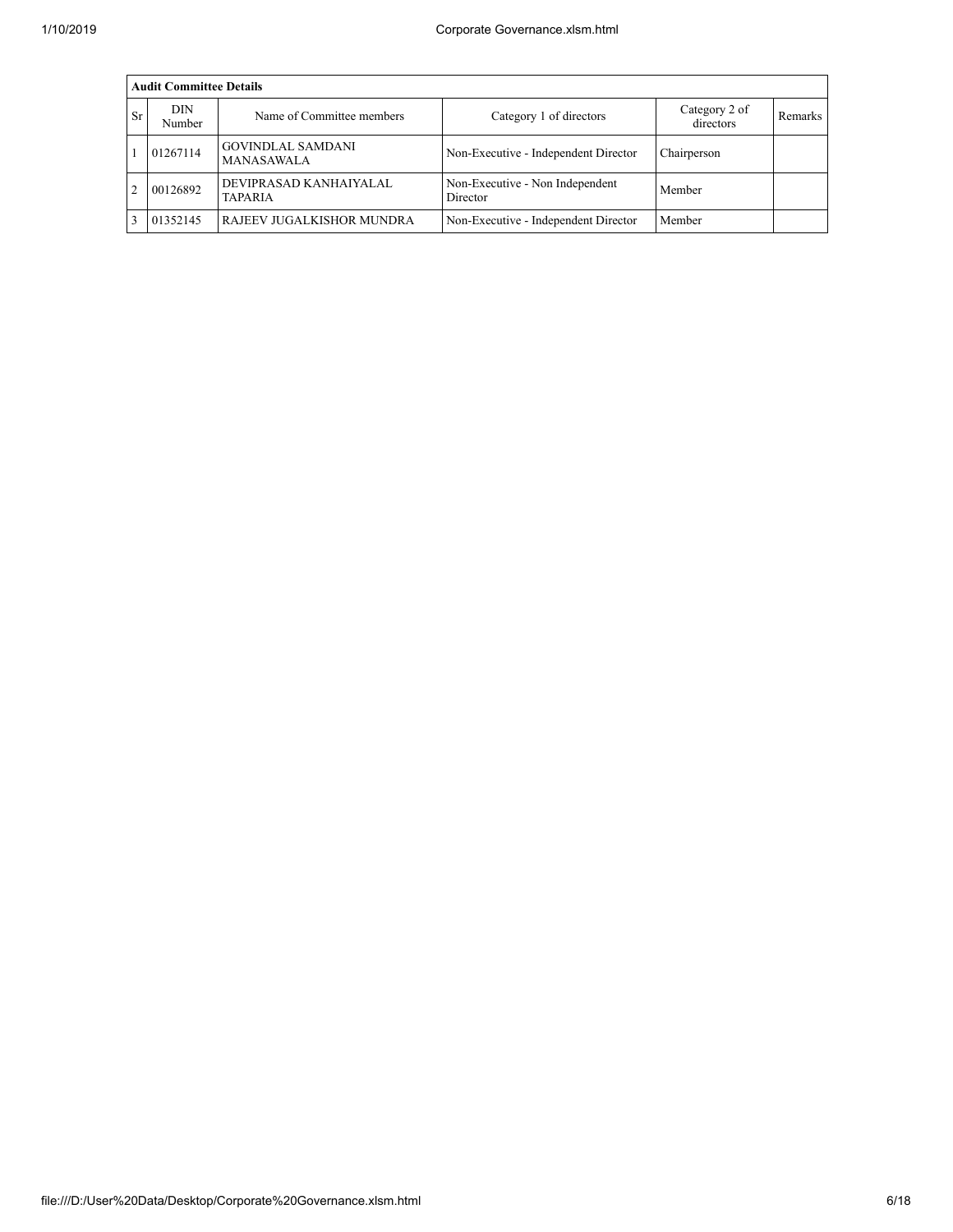| Audit Committee Details | | | | | |
|---|---|---|---|---|---|
| Sr | DIN Number | Name of Committee members | Category 1 of directors | Category 2 of directors | Remarks |
| 1 | 01267114 | GOVINDLAL SAMDANI MANASAWALA | Non-Executive - Independent Director | Chairperson | |
| 2 | 00126892 | DEVIPRASAD KANHAIYALAL TAPARIA | Non-Executive - Non Independent Director | Member | |
| 3 | 01352145 | RAJEEV JUGALKISHOR MUNDRA | Non-Executive - Independent Director | Member | |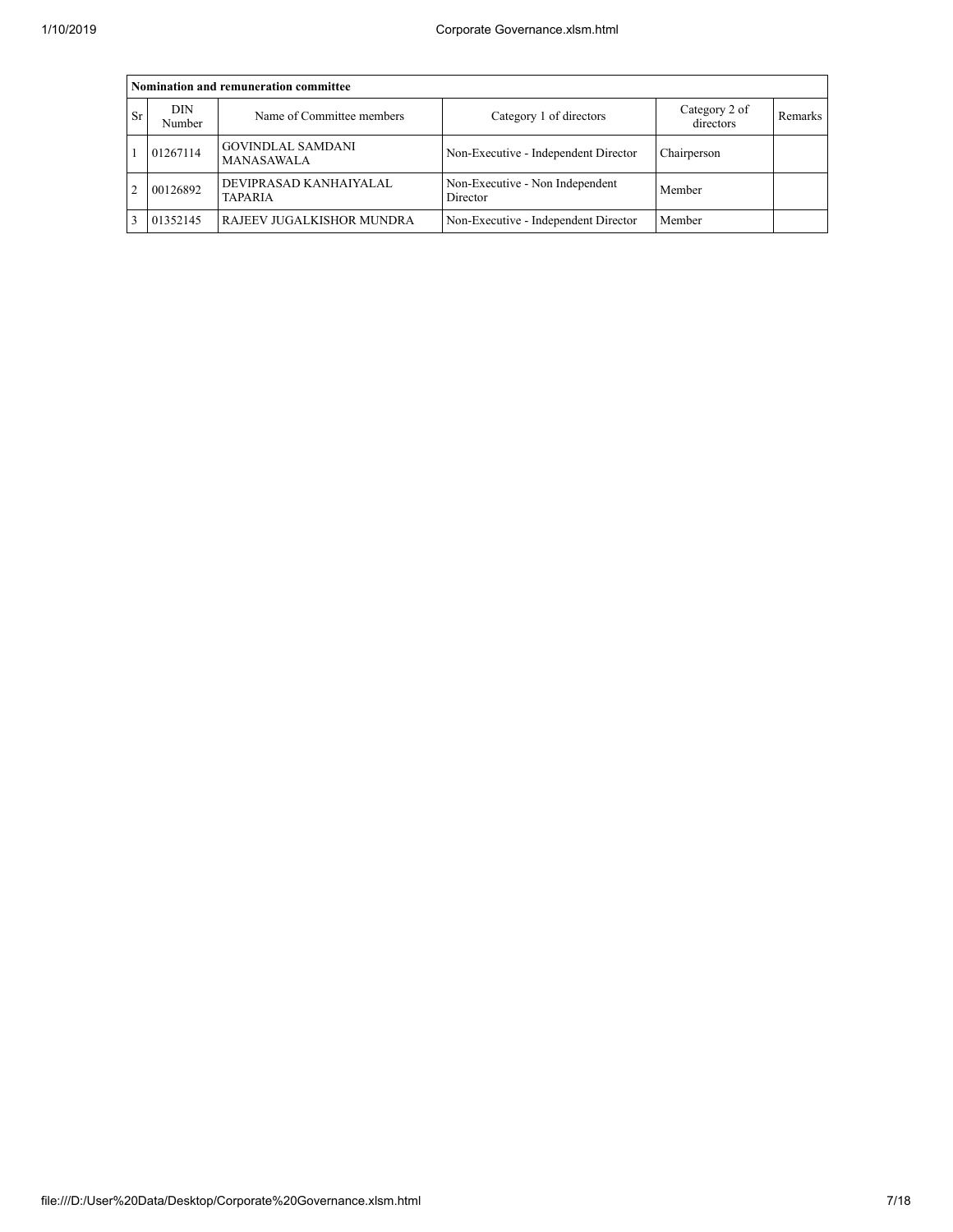**Nomination and remuneration committee**

| Sr | DIN Number | Name of Committee members | Category 1 of directors | Category 2 of directors | Remarks |
|---|---|---|---|---|---|
| 1 | 01267114 | GOVINDLAL SAMDANI MANASAWALA | Non-Executive - Independent Director | Chairperson | |
| 2 | 00126892 | DEVIPRASAD KANHAIYALAL TAPARIA | Non-Executive - Non Independent Director | Member | |
| 3 | 01352145 | RAJEEV JUGALKISHOR MUNDRA | Non-Executive - Independent Director | Member | |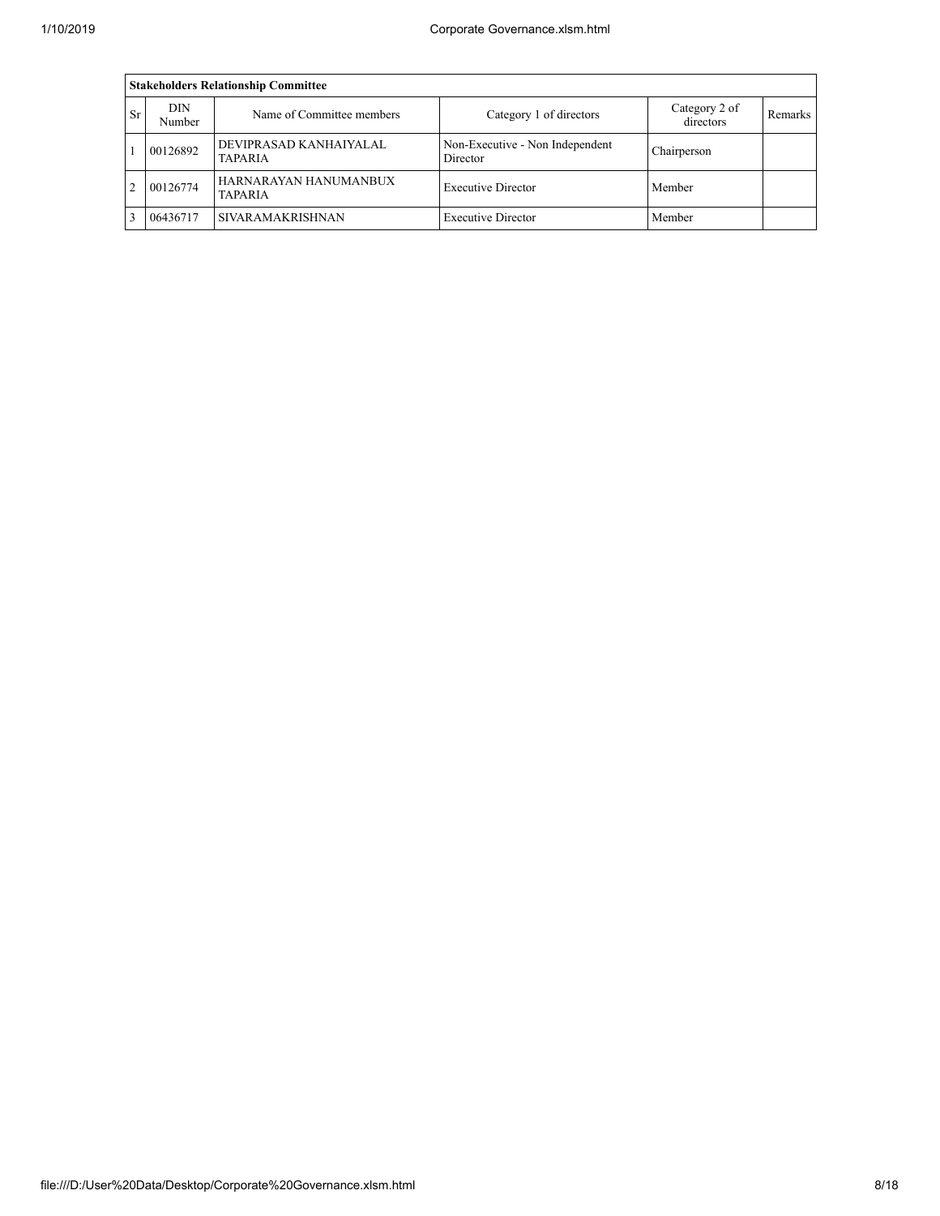| Stakeholders Relationship Committee | | | | | |
|---|---|---|---|---|---|
| Sr | DIN Number | Name of Committee members | Category 1 of directors | Category 2 of directors | Remarks |
| 1 | 00126892 | DEVIPRASAD KANHAIYALAL TAPARIA | Non-Executive - Non Independent Director | Chairperson | |
| 2 | 00126774 | HARNARAYAN HANUMANBUX TAPARIA | Executive Director | Member | |
| 3 | 06436717 | SIVARAMAKRISHNAN | Executive Director | Member | |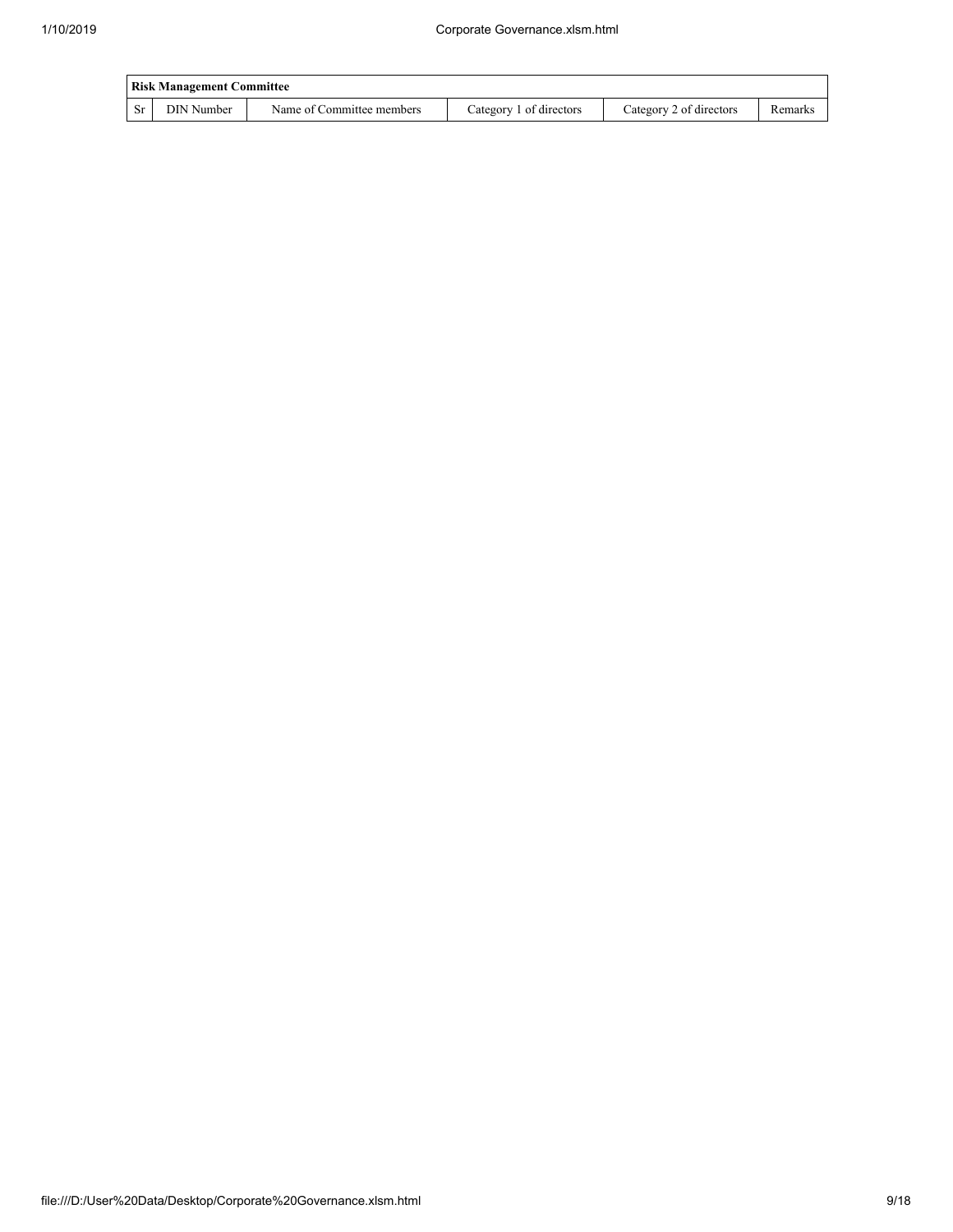| Risk Management Committee | | | | | |
|---|---|---|---|---|---|
| Sr | DIN Number | Name of Committee members | Category 1 of directors | Category 2 of directors | Remarks |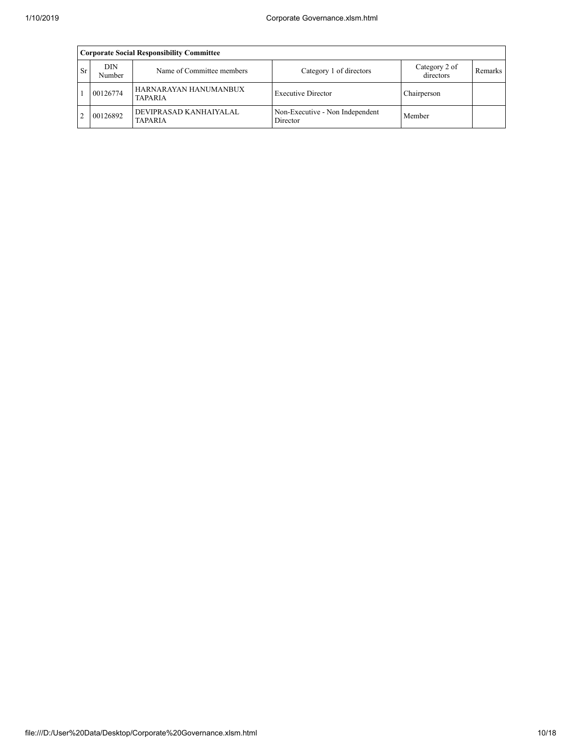| Corporate Social Responsibility Committee | | | | | |
|---|---|---|---|---|---|
| Sr | DIN Number | Name of Committee members | Category 1 of directors | Category 2 of directors | Remarks |
| 1 | 00126774 | HARNARAYAN HANUMANBUX TAPARIA | Executive Director | Chairperson | |
| 2 | 00126892 | DEVIPRASAD KANHAIYALAL TAPARIA | Non-Executive - Non Independent Director | Member | |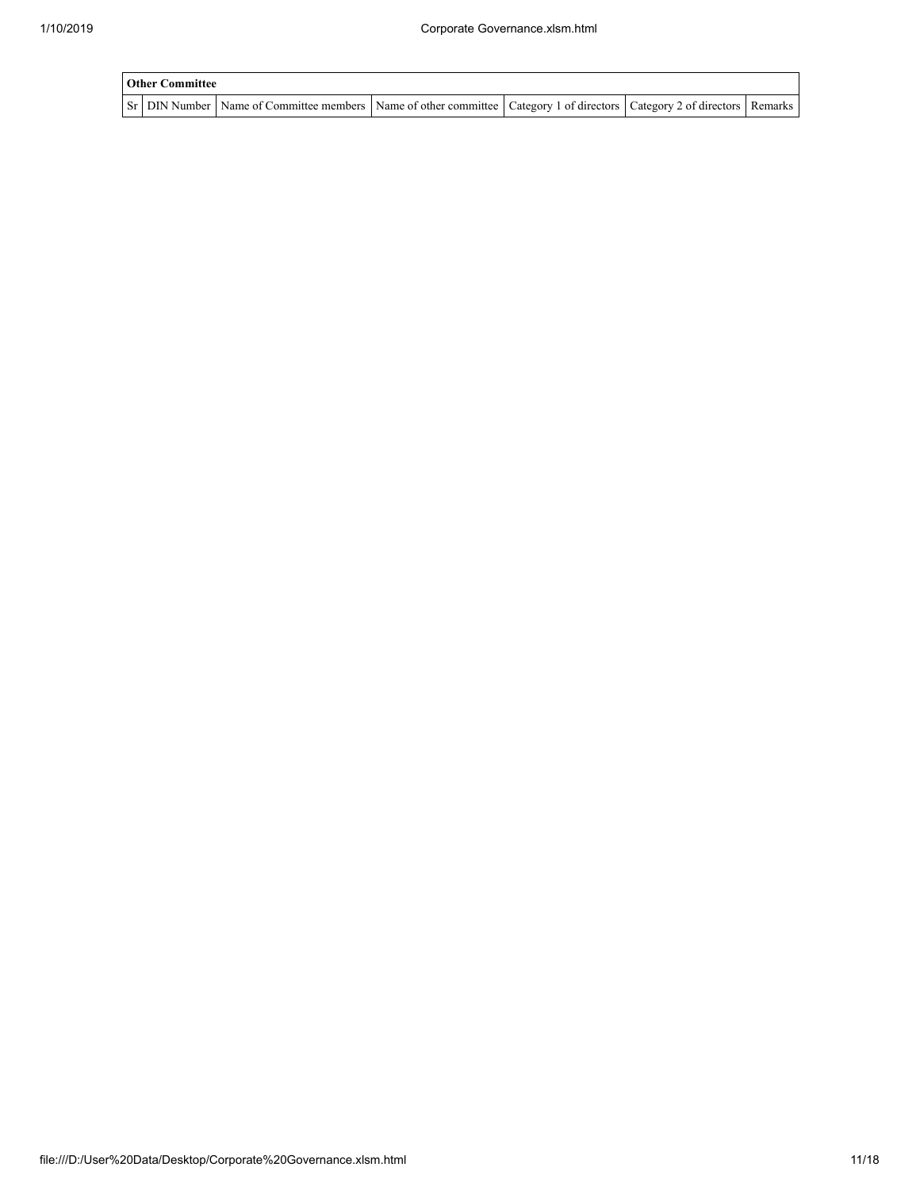**Other Committee**

| Sr | DIN Number | Name of Committee members | Name of other committee | Category 1 of directors | Category 2 of directors | Remarks |
| --- | --- | --- | --- | --- | --- | --- |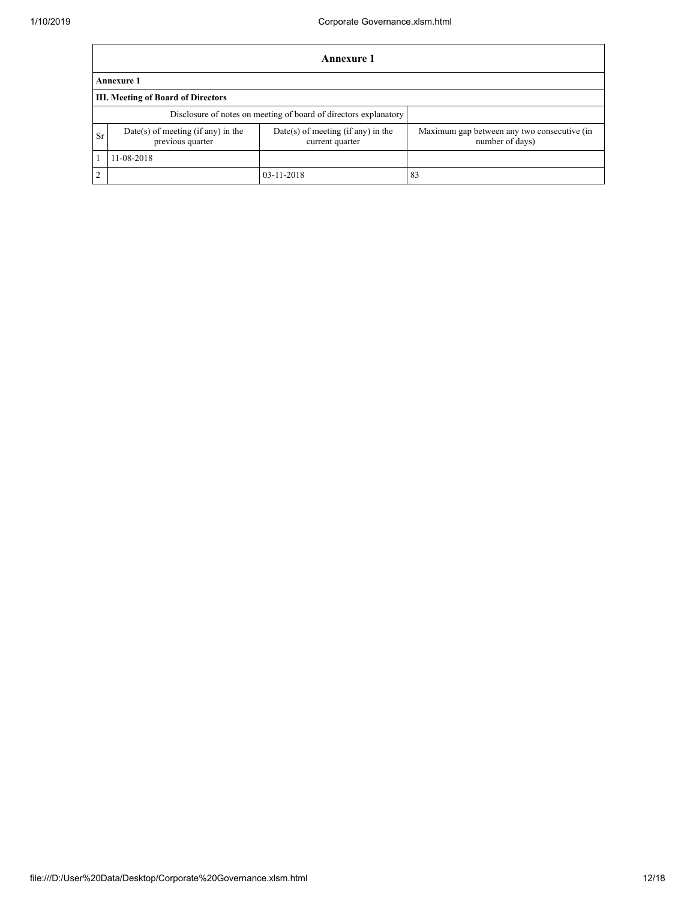| Annexure 1 | | | |
|---|---|---|---|
| **Annexure 1** | | | |
| **III. Meeting of Board of Directors** | | | |
| Disclosure of notes on meeting of board of directors explanatory | | | |
| Sr | Date(s) of meeting (if any) in the previous quarter | Date(s) of meeting (if any) in the current quarter | Maximum gap between any two consecutive (in number of days) |
| 1 | 11-08-2018 | | |
| 2 | | 03-11-2018 | 83 |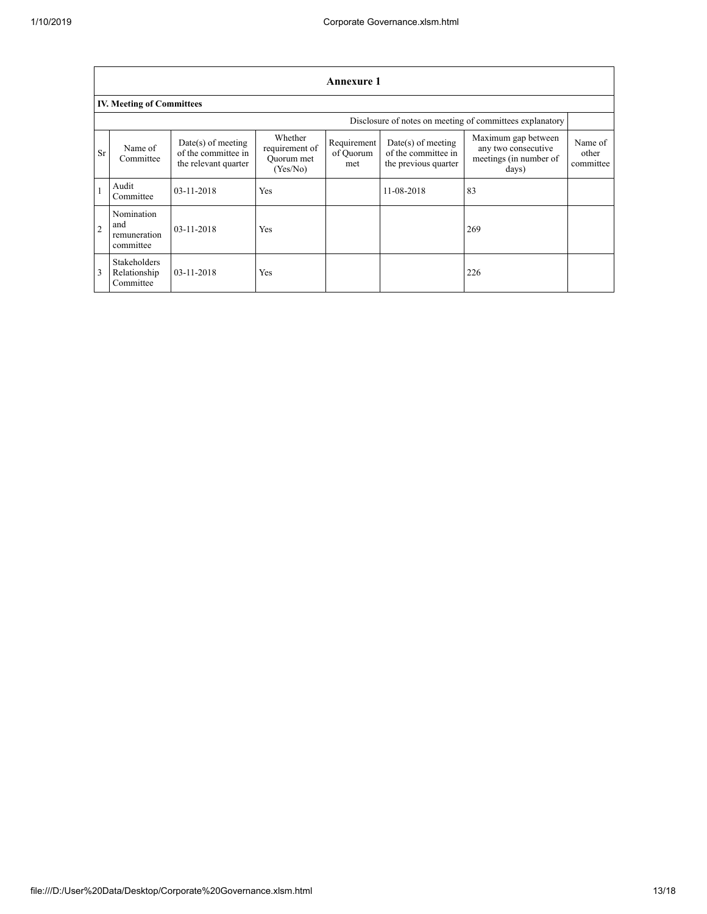| Annexure 1 | | | | | | | |
|---|---|---|---|---|---|---|---|
| **IV. Meeting of Committees** | | | | | | | |
| Disclosure of notes on meeting of committees explanatory | | | | | | | |
| Sr | Name of Committee | Date(s) of meeting of the committee in the relevant quarter | Whether requirement of Quorum met (Yes/No) | Requirement of Quorum met | Date(s) of meeting of the committee in the previous quarter | Maximum gap between any two consecutive meetings (in number of days) | Name of other committee |
| 1 | Audit Committee | 03-11-2018 | Yes | | 11-08-2018 | 83 | |
| 2 | Nomination and remuneration committee | 03-11-2018 | Yes | | | 269 | |
| 3 | Stakeholders Relationship Committee | 03-11-2018 | Yes | | | 226 | |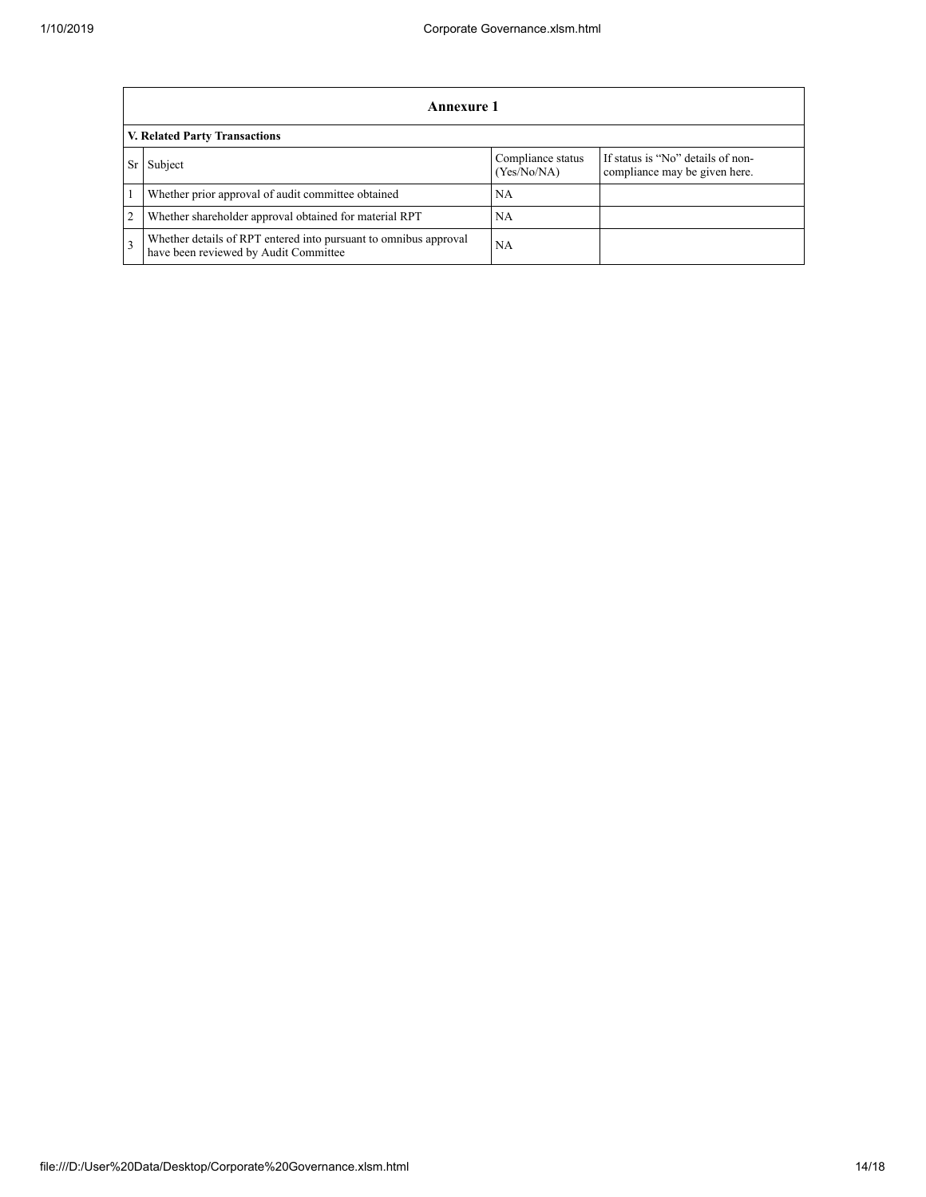## Annexure 1

### V. Related Party Transactions

| Sr | Subject | Compliance status (Yes/No/NA) | If status is "No" details of non-compliance may be given here. |
|---|---|---|---|
| 1 | Whether prior approval of audit committee obtained | NA | |
| 2 | Whether shareholder approval obtained for material RPT | NA | |
| 3 | Whether details of RPT entered into pursuant to omnibus approval have been reviewed by Audit Committee | NA | |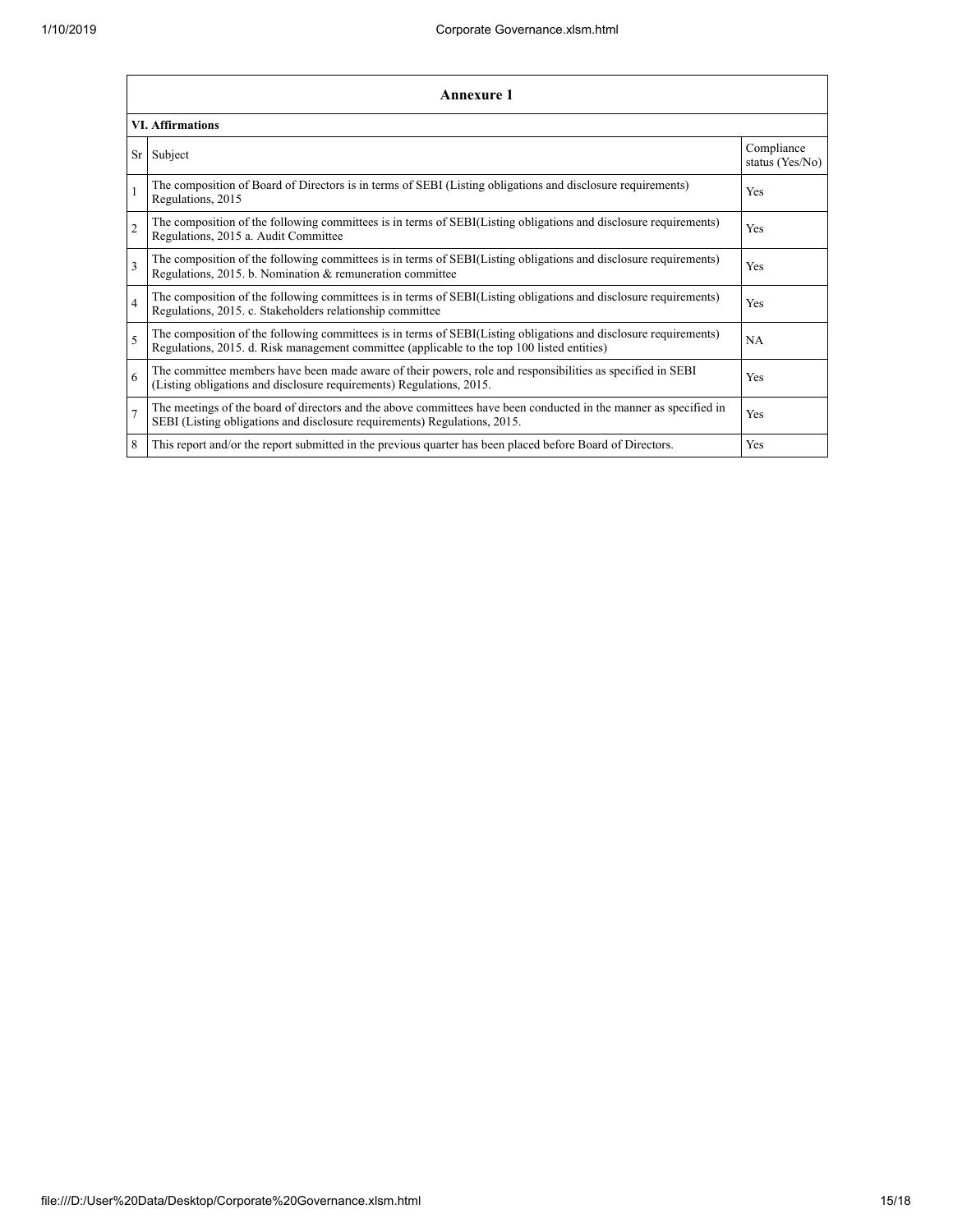## Annexure 1

### VI. Affirmations

| Sr | Subject | Compliance status (Yes/No) |
|---|---|---|
| 1 | The composition of Board of Directors is in terms of SEBI (Listing obligations and disclosure requirements) Regulations, 2015 | Yes |
| 2 | The composition of the following committees is in terms of SEBI(Listing obligations and disclosure requirements) Regulations, 2015 a. Audit Committee | Yes |
| 3 | The composition of the following committees is in terms of SEBI(Listing obligations and disclosure requirements) Regulations, 2015. b. Nomination & remuneration committee | Yes |
| 4 | The composition of the following committees is in terms of SEBI(Listing obligations and disclosure requirements) Regulations, 2015. c. Stakeholders relationship committee | Yes |
| 5 | The composition of the following committees is in terms of SEBI(Listing obligations and disclosure requirements) Regulations, 2015. d. Risk management committee (applicable to the top 100 listed entities) | NA |
| 6 | The committee members have been made aware of their powers, role and responsibilities as specified in SEBI (Listing obligations and disclosure requirements) Regulations, 2015. | Yes |
| 7 | The meetings of the board of directors and the above committees have been conducted in the manner as specified in SEBI (Listing obligations and disclosure requirements) Regulations, 2015. | Yes |
| 8 | This report and/or the report submitted in the previous quarter has been placed before Board of Directors. | Yes |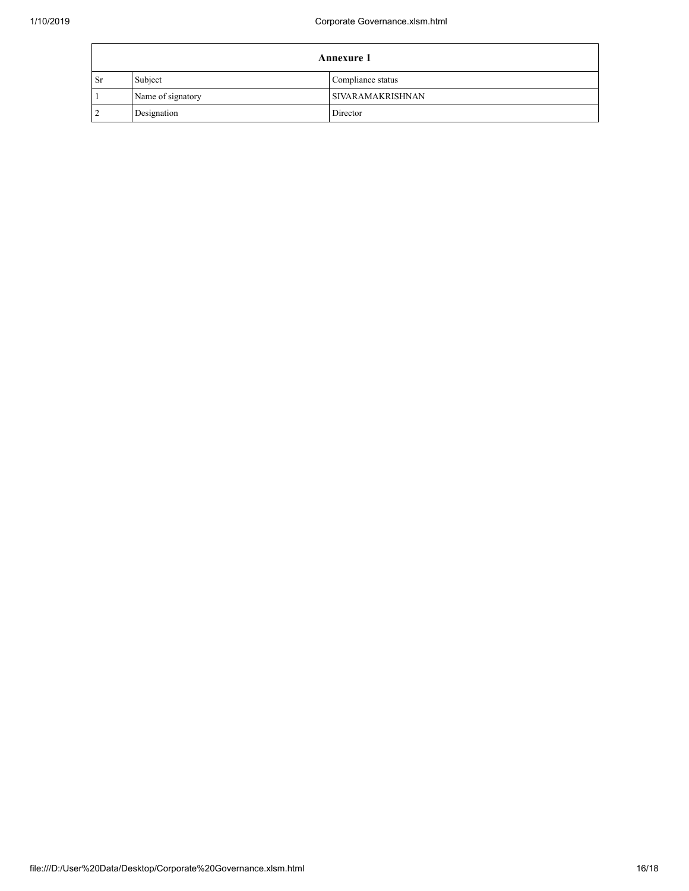| Annexure 1 | | |
|---|---|---|
| Sr | Subject | Compliance status |
| 1 | Name of signatory | SIVARAMAKRISHNAN |
| 2 | Designation | Director |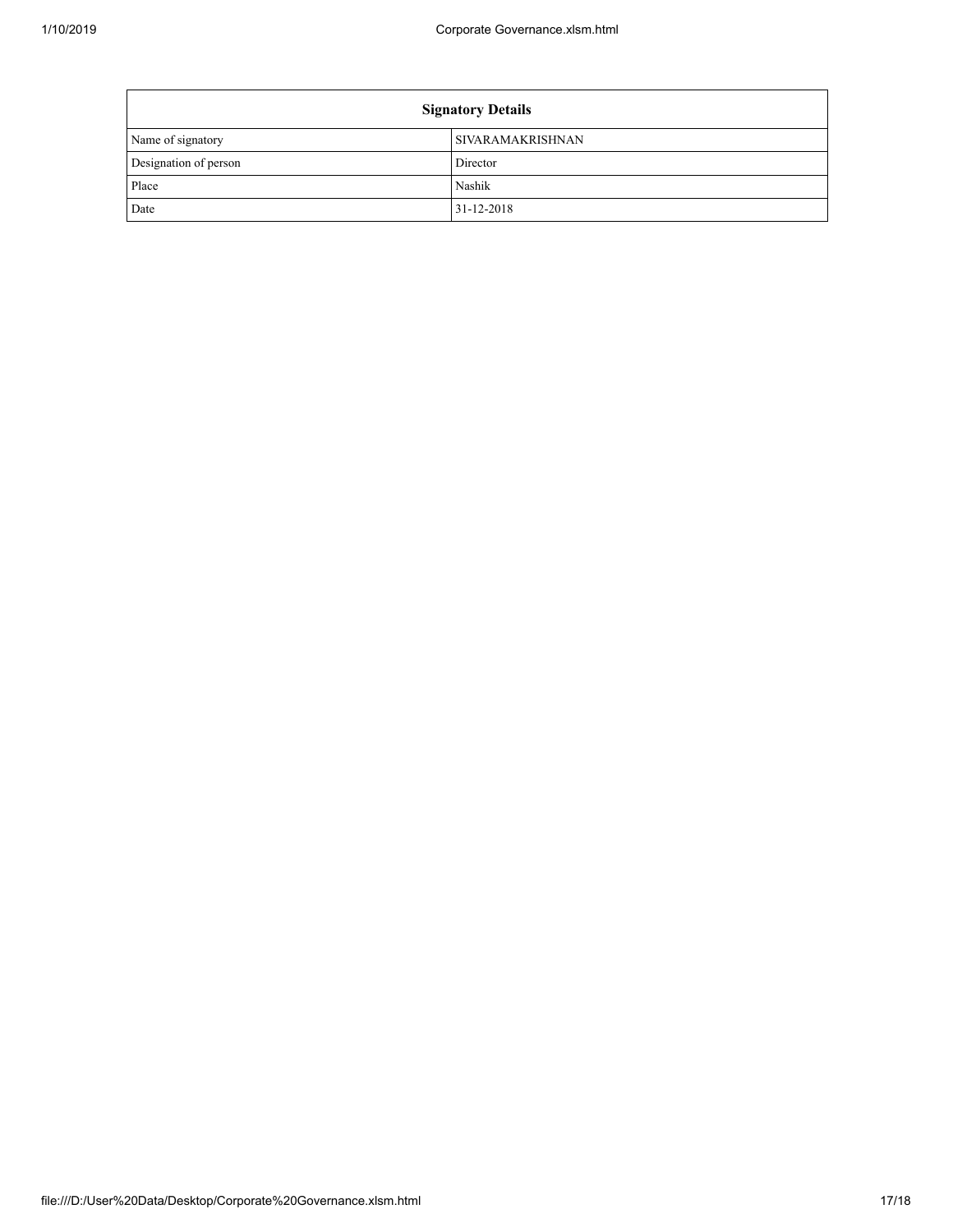| Signatory Details | |
| --- | --- |
| Name of signatory | SIVARAMAKRISHNAN |
| Designation of person | Director |
| Place | Nashik |
| Date | 31-12-2018 |